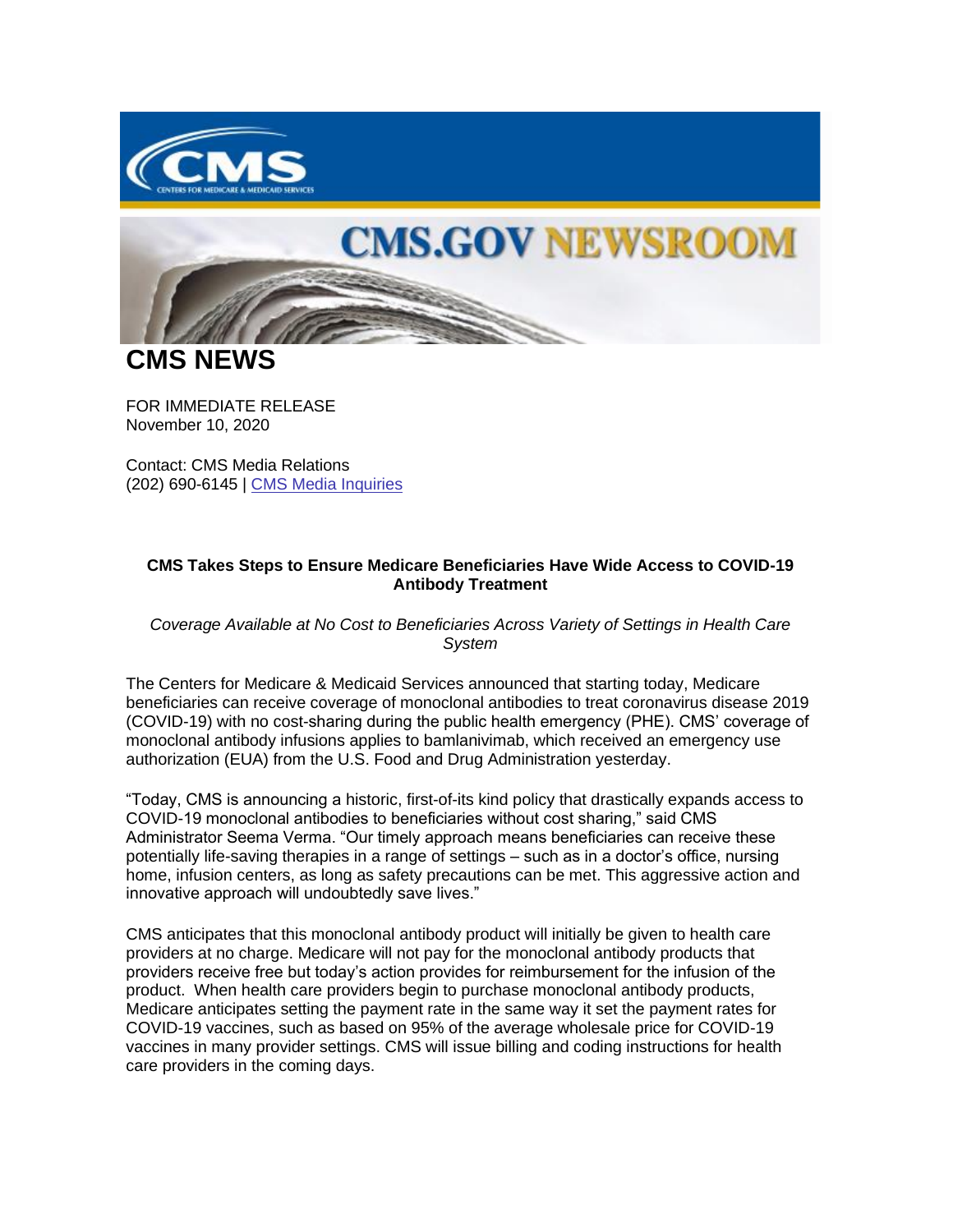# CMS NEWS

FOR IMMEDIATE RELEASE
November 10, 2020

Contact: CMS Media Relations
(202) 690-6145 | CMS Media Inquiries

**CMS Takes Steps to Ensure Medicare Beneficiaries Have Wide Access to COVID-19 Antibody Treatment**

*Coverage Available at No Cost to Beneficiaries Across Variety of Settings in Health Care System*

The Centers for Medicare & Medicaid Services announced that starting today, Medicare beneficiaries can receive coverage of monoclonal antibodies to treat coronavirus disease 2019 (COVID-19) with no cost-sharing during the public health emergency (PHE). CMS' coverage of monoclonal antibody infusions applies to bamlanivimab, which received an emergency use authorization (EUA) from the U.S. Food and Drug Administration yesterday.

"Today, CMS is announcing a historic, first-of-its kind policy that drastically expands access to COVID-19 monoclonal antibodies to beneficiaries without cost sharing," said CMS Administrator Seema Verma. "Our timely approach means beneficiaries can receive these potentially life-saving therapies in a range of settings – such as in a doctor's office, nursing home, infusion centers, as long as safety precautions can be met. This aggressive action and innovative approach will undoubtedly save lives."

CMS anticipates that this monoclonal antibody product will initially be given to health care providers at no charge. Medicare will not pay for the monoclonal antibody products that providers receive free but today's action provides for reimbursement for the infusion of the product. When health care providers begin to purchase monoclonal antibody products, Medicare anticipates setting the payment rate in the same way it set the payment rates for COVID-19 vaccines, such as based on 95% of the average wholesale price for COVID-19 vaccines in many provider settings. CMS will issue billing and coding instructions for health care providers in the coming days.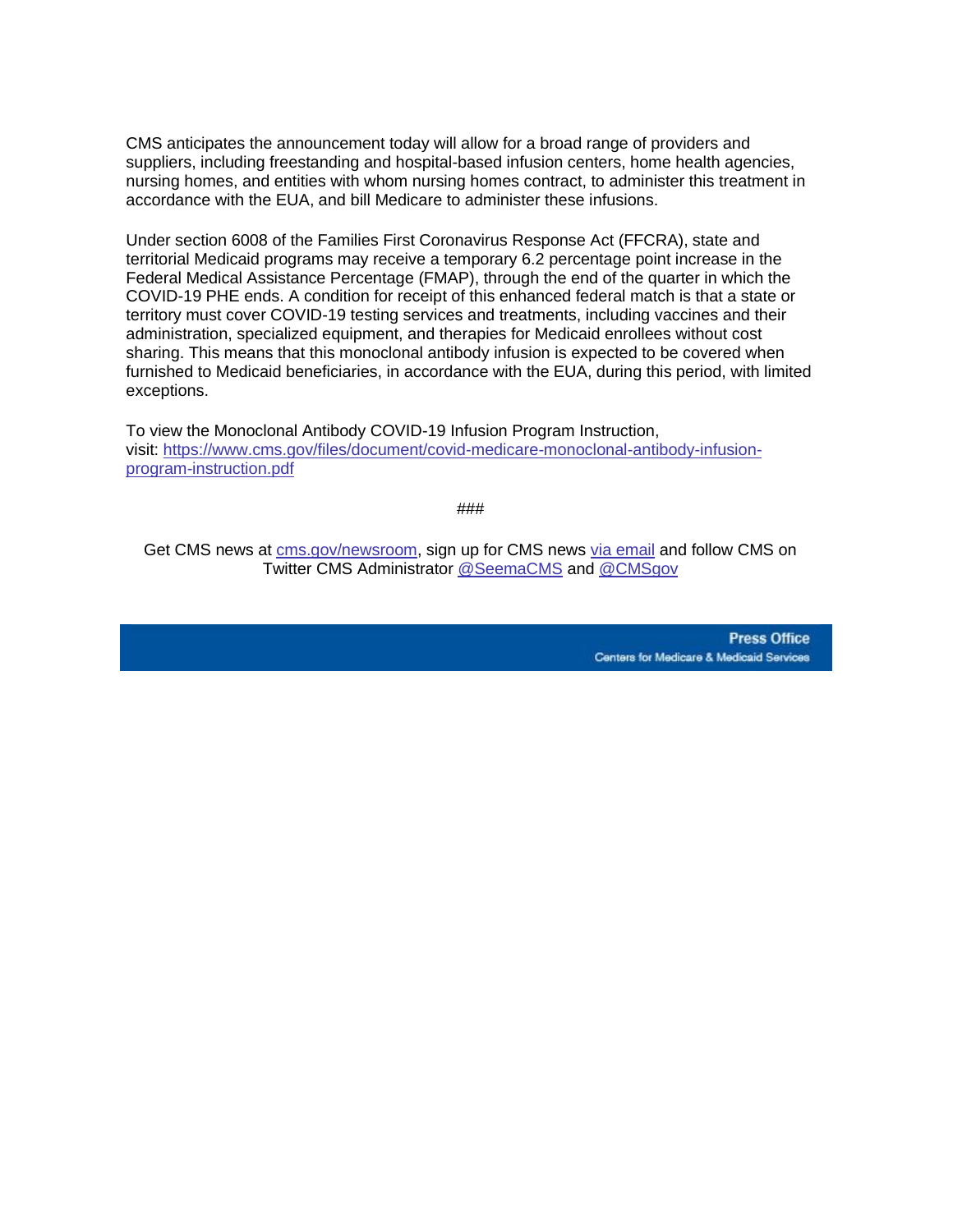CMS anticipates the announcement today will allow for a broad range of providers and suppliers, including freestanding and hospital-based infusion centers, home health agencies, nursing homes, and entities with whom nursing homes contract, to administer this treatment in accordance with the EUA, and bill Medicare to administer these infusions.

Under section 6008 of the Families First Coronavirus Response Act (FFCRA), state and territorial Medicaid programs may receive a temporary 6.2 percentage point increase in the Federal Medical Assistance Percentage (FMAP), through the end of the quarter in which the COVID-19 PHE ends. A condition for receipt of this enhanced federal match is that a state or territory must cover COVID-19 testing services and treatments, including vaccines and their administration, specialized equipment, and therapies for Medicaid enrollees without cost sharing. This means that this monoclonal antibody infusion is expected to be covered when furnished to Medicaid beneficiaries, in accordance with the EUA, during this period, with limited exceptions.

To view the Monoclonal Antibody COVID-19 Infusion Program Instruction, visit: [https://www.cms.gov/files/document/covid-medicare-monoclonal-antibody-infusion-program-instruction.pdf](https://www.cms.gov/files/document/covid-medicare-monoclonal-antibody-infusion-program-instruction.pdf)

###

Get CMS news at [cms.gov/newsroom](cms.gov/newsroom), sign up for CMS news [via email](#) and follow CMS on Twitter CMS Administrator [@SeemaCMS](#) and [@CMSgov](#)

**Press Office**
Centers for Medicare & Medicaid Services